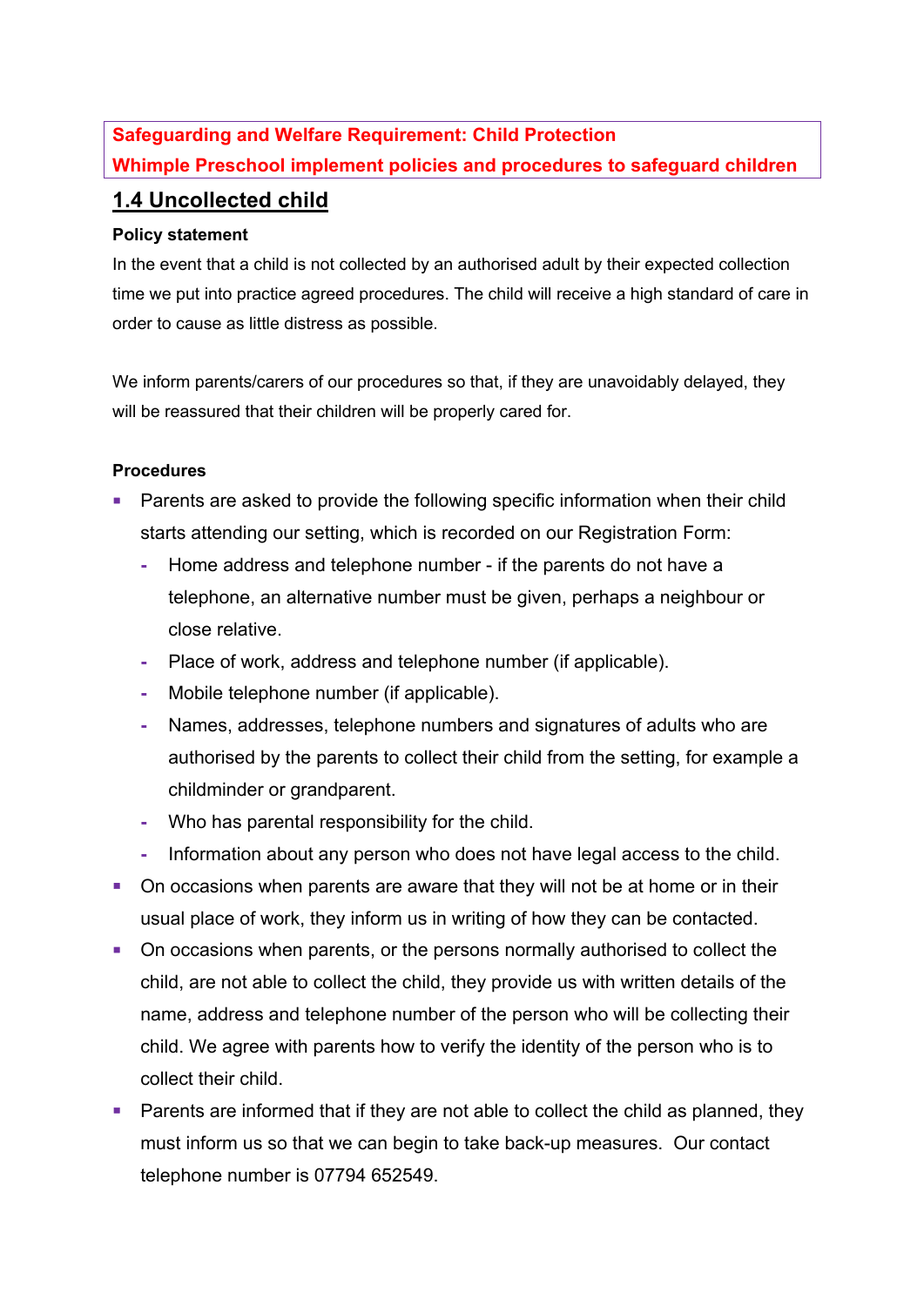**Safeguarding and Welfare Requirement: Child Protection**
**Whimple Preschool implement policies and procedures to safeguard children**

# 1.4 Uncollected child

**Policy statement**

In the event that a child is not collected by an authorised adult by their expected collection time we put into practice agreed procedures. The child will receive a high standard of care in order to cause as little distress as possible.

We inform parents/carers of our procedures so that, if they are unavoidably delayed, they will be reassured that their children will be properly cared for.

**Procedures**

- Parents are asked to provide the following specific information when their child starts attending our setting, which is recorded on our Registration Form:
  - Home address and telephone number - if the parents do not have a telephone, an alternative number must be given, perhaps a neighbour or close relative.
  - Place of work, address and telephone number (if applicable).
  - Mobile telephone number (if applicable).
  - Names, addresses, telephone numbers and signatures of adults who are authorised by the parents to collect their child from the setting, for example a childminder or grandparent.
  - Who has parental responsibility for the child.
  - Information about any person who does not have legal access to the child.
- On occasions when parents are aware that they will not be at home or in their usual place of work, they inform us in writing of how they can be contacted.
- On occasions when parents, or the persons normally authorised to collect the child, are not able to collect the child, they provide us with written details of the name, address and telephone number of the person who will be collecting their child. We agree with parents how to verify the identity of the person who is to collect their child.
- Parents are informed that if they are not able to collect the child as planned, they must inform us so that we can begin to take back-up measures. Our contact telephone number is 07794 652549.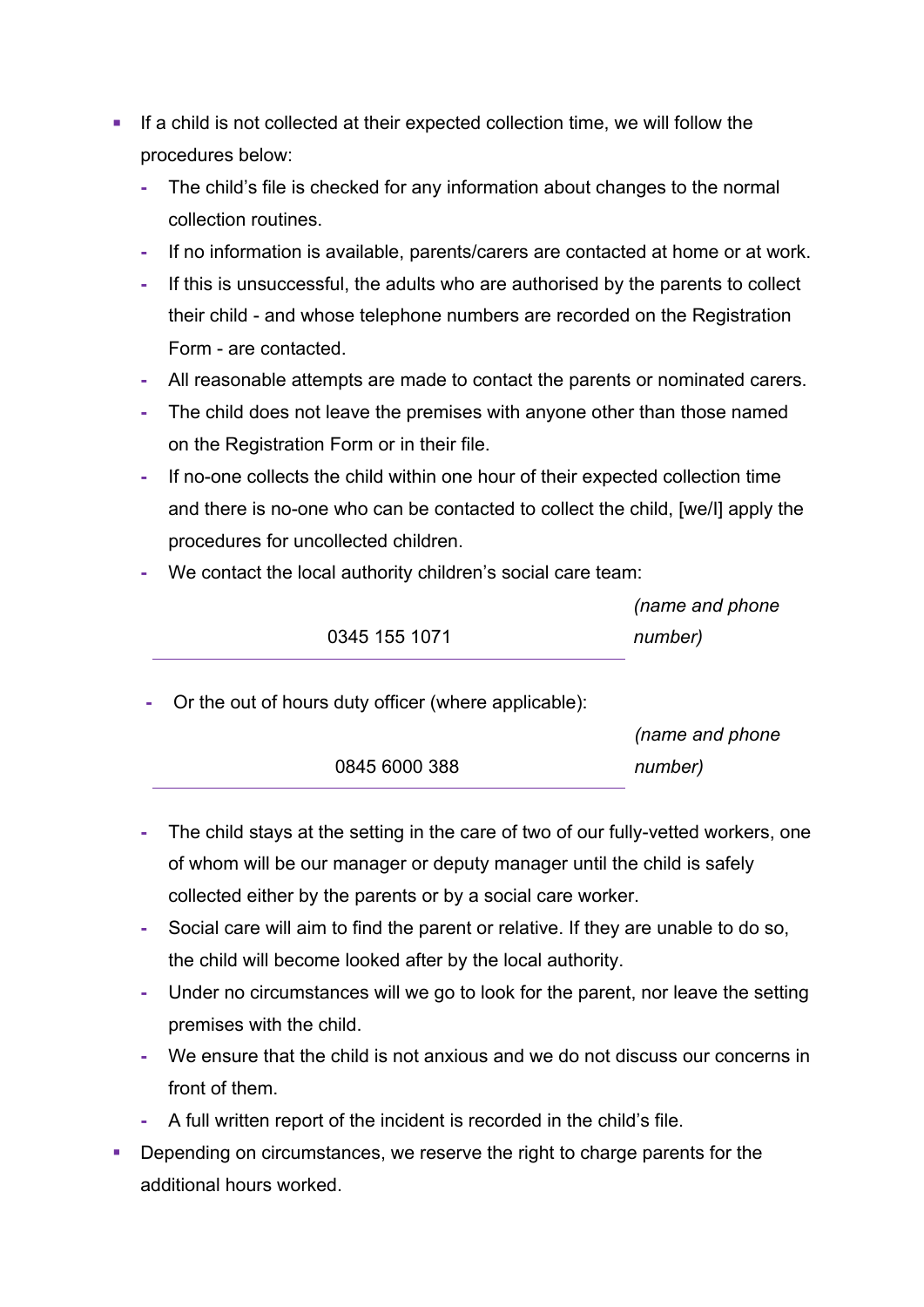- If a child is not collected at their expected collection time, we will follow the procedures below:
  - The child's file is checked for any information about changes to the normal collection routines.
  - If no information is available, parents/carers are contacted at home or at work.
  - If this is unsuccessful, the adults who are authorised by the parents to collect their child - and whose telephone numbers are recorded on the Registration Form - are contacted.
  - All reasonable attempts are made to contact the parents or nominated carers.
  - The child does not leave the premises with anyone other than those named on the Registration Form or in their file.
  - If no-one collects the child within one hour of their expected collection time and there is no-one who can be contacted to collect the child, [we/I] apply the procedures for uncollected children.
  - We contact the local authority children's social care team:

    0345 155 1071 *(name and phone number)*

  - Or the out of hours duty officer (where applicable):

    0845 6000 388 *(name and phone number)*

  - The child stays at the setting in the care of two of our fully-vetted workers, one of whom will be our manager or deputy manager until the child is safely collected either by the parents or by a social care worker.
  - Social care will aim to find the parent or relative. If they are unable to do so, the child will become looked after by the local authority.
  - Under no circumstances will we go to look for the parent, nor leave the setting premises with the child.
  - We ensure that the child is not anxious and we do not discuss our concerns in front of them.
  - A full written report of the incident is recorded in the child's file.
- Depending on circumstances, we reserve the right to charge parents for the additional hours worked.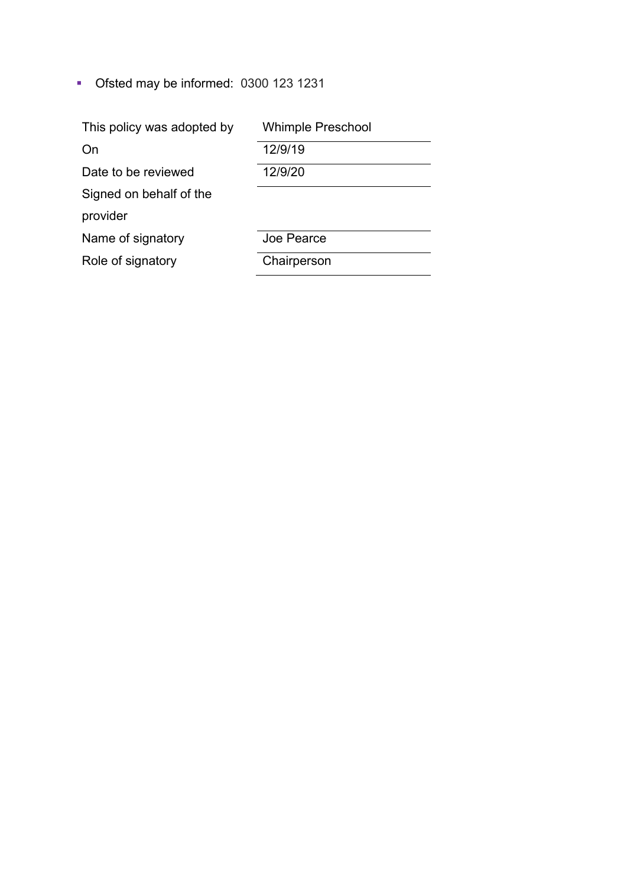- Ofsted may be informed: 0300 123 1231

| | |
|---|---|
| This policy was adopted by | Whimple Preschool |
| On | 12/9/19 |
| Date to be reviewed | 12/9/20 |
| Signed on behalf of the provider | |
| Name of signatory | Joe Pearce |
| Role of signatory | Chairperson |